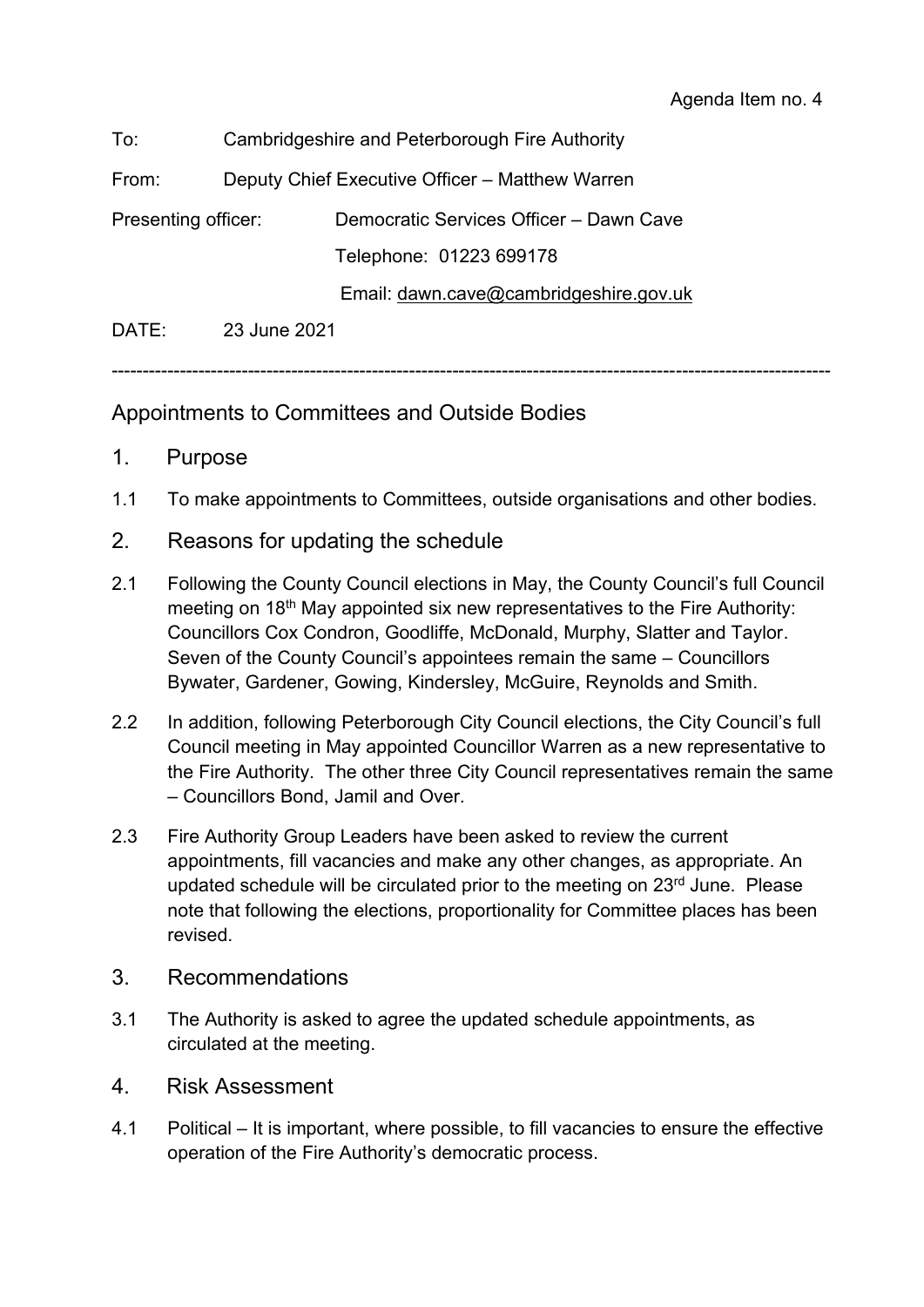Agenda Item no. 4

To: Cambridgeshire and Peterborough Fire Authority

From: Deputy Chief Executive Officer – Matthew Warren

Presenting officer: Democratic Services Officer – Dawn Cave

Telephone: 01223 699178

Email: dawn.cave@cambridgeshire.gov.uk

DATE: 23 June 2021

---

## Appointments to Committees and Outside Bodies

### 1. Purpose

1.1 To make appointments to Committees, outside organisations and other bodies.

### 2. Reasons for updating the schedule

2.1 Following the County Council elections in May, the County Council's full Council meeting on 18th May appointed six new representatives to the Fire Authority: Councillors Cox Condron, Goodliffe, McDonald, Murphy, Slatter and Taylor. Seven of the County Council's appointees remain the same – Councillors Bywater, Gardener, Gowing, Kindersley, McGuire, Reynolds and Smith.

2.2 In addition, following Peterborough City Council elections, the City Council's full Council meeting in May appointed Councillor Warren as a new representative to the Fire Authority. The other three City Council representatives remain the same – Councillors Bond, Jamil and Over.

2.3 Fire Authority Group Leaders have been asked to review the current appointments, fill vacancies and make any other changes, as appropriate. An updated schedule will be circulated prior to the meeting on 23rd June. Please note that following the elections, proportionality for Committee places has been revised.

### 3. Recommendations

3.1 The Authority is asked to agree the updated schedule appointments, as circulated at the meeting.

### 4. Risk Assessment

4.1 Political – It is important, where possible, to fill vacancies to ensure the effective operation of the Fire Authority's democratic process.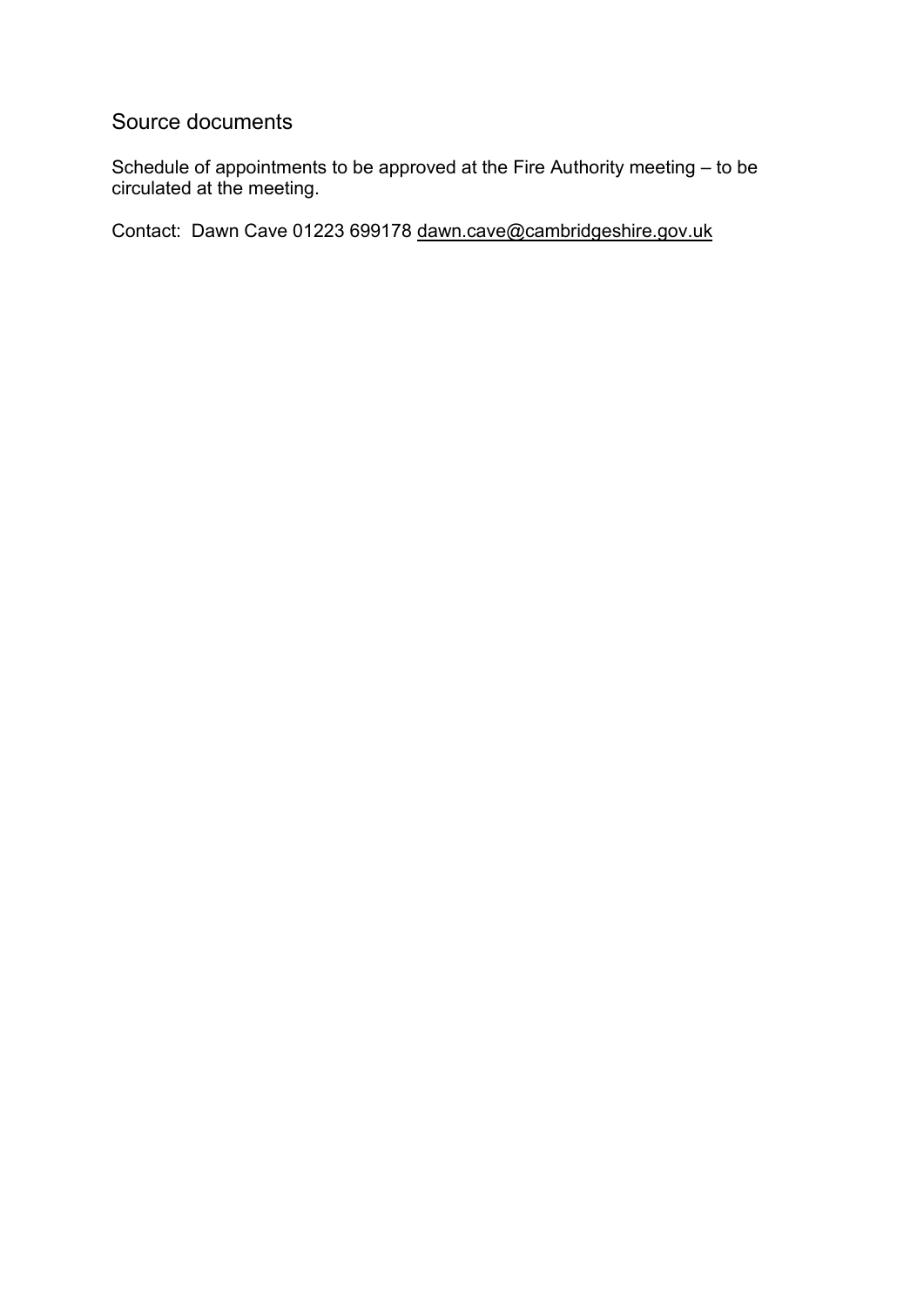## Source documents

Schedule of appointments to be approved at the Fire Authority meeting – to be circulated at the meeting.

Contact: Dawn Cave 01223 699178 dawn.cave@cambridgeshire.gov.uk